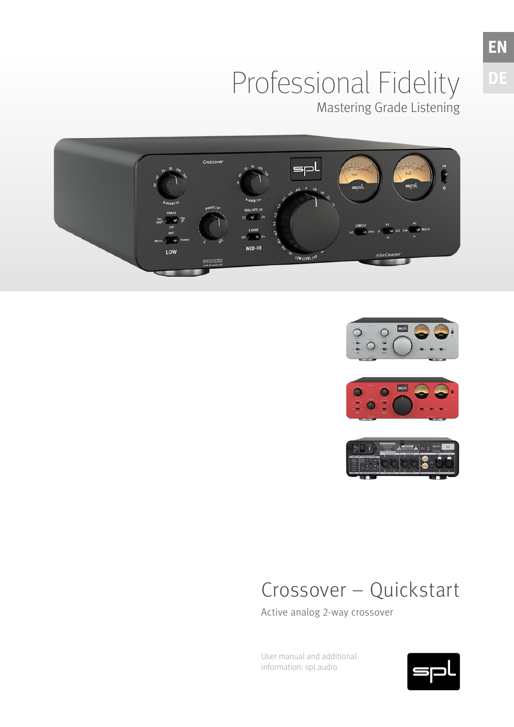EN

DE

# Professional Fidelity

Mastering Grade Listening

# Crossover – Quickstart

Active analog 2-way crossover

User manual and additional information: spl.audio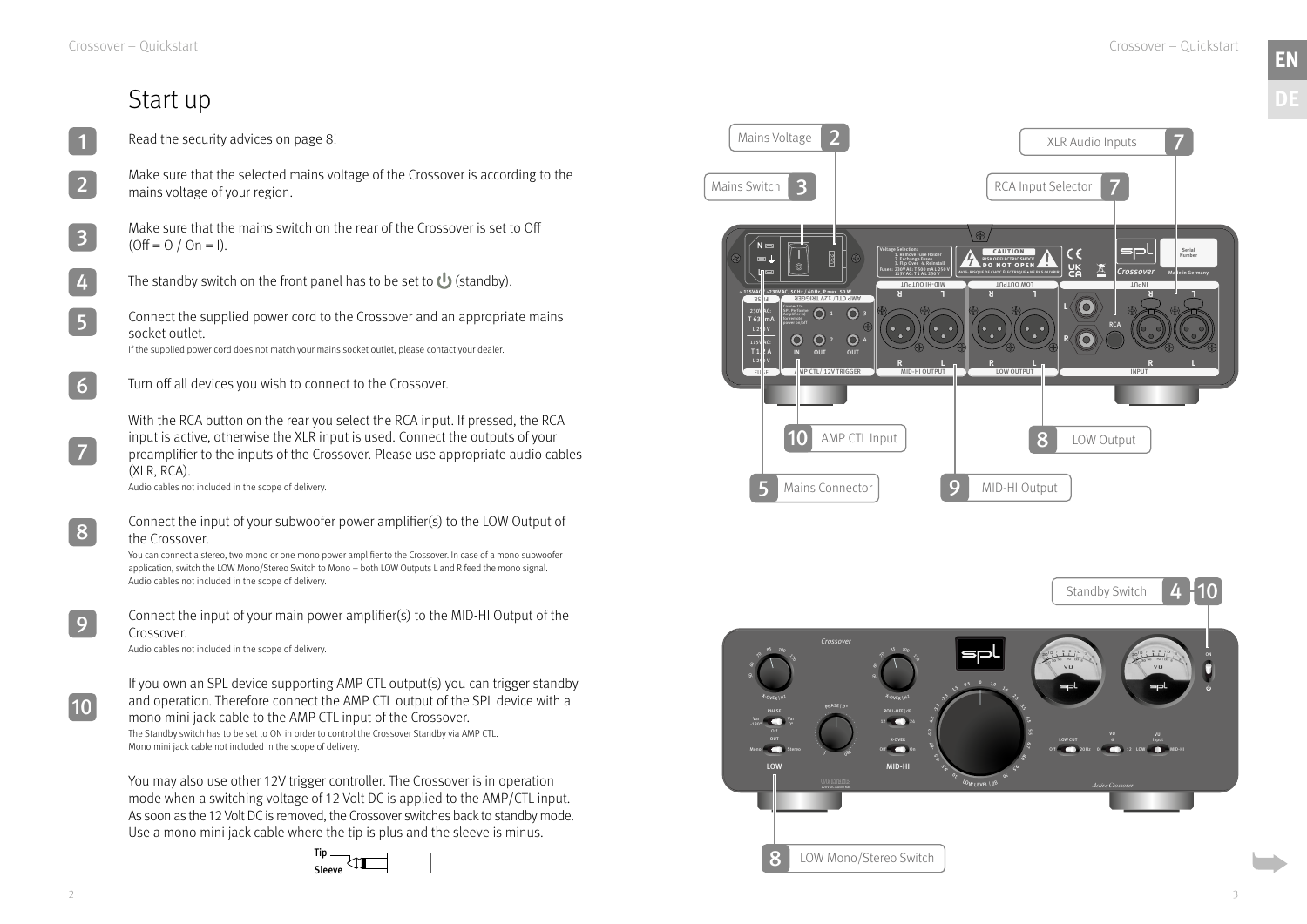# Start up

1. Read the security advices on page 8!

2. Make sure that the selected mains voltage of the Crossover is according to the mains voltage of your region.

3. Make sure that the mains switch on the rear of the Crossover is set to Off (Off = O / On = I).

4. The standby switch on the front panel has to be set to ⏻ (standby).

5. Connect the supplied power cord to the Crossover and an appropriate mains socket outlet.
   If the supplied power cord does not match your mains socket outlet, please contact your dealer.

6. Turn off all devices you wish to connect to the Crossover.

7. With the RCA button on the rear you select the RCA input. If pressed, the RCA input is active, otherwise the XLR input is used. Connect the outputs of your preamplifier to the inputs of the Crossover. Please use appropriate audio cables (XLR, RCA).
   Audio cables not included in the scope of delivery.

8. Connect the input of your subwoofer power amplifier(s) to the LOW Output of the Crossover.
   You can connect a stereo, two mono or one mono power amplifier to the Crossover. In case of a mono subwoofer application, switch the LOW Mono/Stereo Switch to Mono – both LOW Outputs L and R feed the mono signal.
   Audio cables not included in the scope of delivery.

9. Connect the input of your main power amplifier(s) to the MID-HI Output of the Crossover.
   Audio cables not included in the scope of delivery.

10. If you own an SPL device supporting AMP CTL output(s) you can trigger standby and operation. Therefore connect the AMP CTL output of the SPL device with a mono mini jack cable to the AMP CTL input of the Crossover.
    The Standby switch has to be set to ON in order to control the Crossover Standby via AMP CTL.
    Mono mini jack cable not included in the scope of delivery.

You may also use other 12V trigger controller. The Crossover is in operation mode when a switching voltage of 12 Volt DC is applied to the AMP/CTL input. As soon as the 12 Volt DC is removed, the Crossover switches back to standby mode. Use a mono mini jack cable where the tip is plus and the sleeve is minus.

Tip
Sleeve

Mains Voltage 2
Mains Switch 3
XLR Audio Inputs 7
RCA Input Selector 7
10 AMP CTL Input
5 Mains Connector
9 MID-HI Output
8 LOW Output

Standby Switch 4 10
8 LOW Mono/Stereo Switch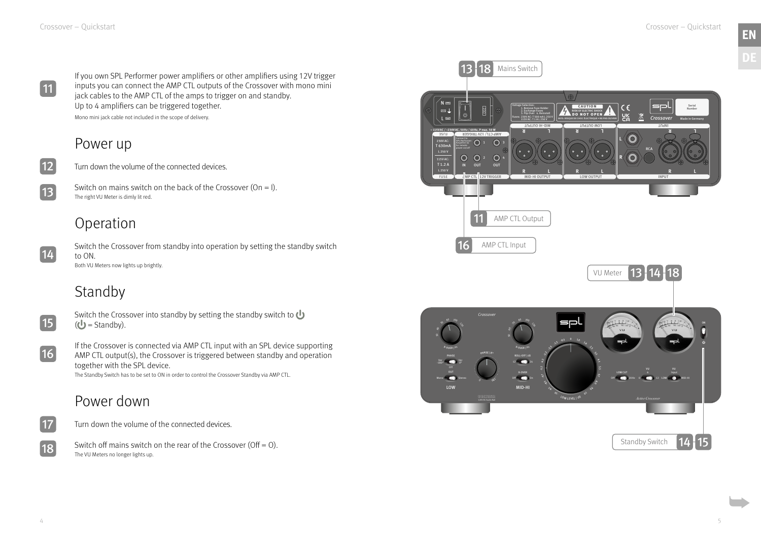11 If you own SPL Performer power amplifiers or other amplifiers using 12V trigger inputs you can connect the AMP CTL outputs of the Crossover with mono mini jack cables to the AMP CTL of the amps to trigger on and standby. Up to 4 amplifiers can be triggered together.
Mono mini jack cable not included in the scope of delivery.

## Power up

12 Turn down the volume of the connected devices.

13 Switch on mains switch on the back of the Crossover (On = I).
The right VU Meter is dimly lit red.

## Operation

14 Switch the Crossover from standby into operation by setting the standby switch to ON.
Both VU Meters now lights up brightly.

## Standby

15 Switch the Crossover into standby by setting the standby switch to ⏻ (⏻ = Standby).

16 If the Crossover is connected via AMP CTL input with an SPL device supporting AMP CTL output(s), the Crossover is triggered between standby and operation together with the SPL device.
The Standby Switch has to be set to ON in order to control the Crossover Standby via AMP CTL.

## Power down

17 Turn down the volume of the connected devices.

18 Switch off mains switch on the rear of the Crossover (Off = O).
The VU Meters no longer lights up.

13 18 Mains Switch

11 AMP CTL Output

16 AMP CTL Input

VU Meter 13 14 18

Standby Switch 14 15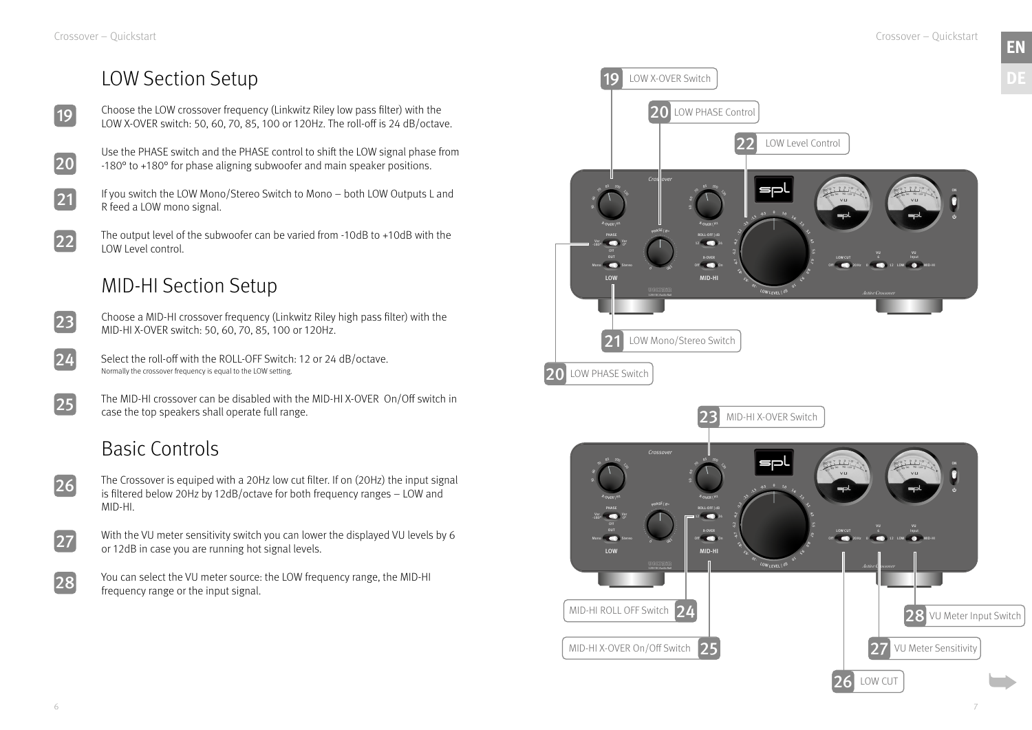## LOW Section Setup

19 Choose the LOW crossover frequency (Linkwitz Riley low pass filter) with the LOW X-OVER switch: 50, 60, 70, 85, 100 or 120Hz. The roll-off is 24 dB/octave.

20 Use the PHASE switch and the PHASE control to shift the LOW signal phase from -180° to +180° for phase aligning subwoofer and main speaker positions.

21 If you switch the LOW Mono/Stereo Switch to Mono – both LOW Outputs L and R feed a LOW mono signal.

22 The output level of the subwoofer can be varied from -10dB to +10dB with the LOW Level control.

## MID-HI Section Setup

23 Choose a MID-HI crossover frequency (Linkwitz Riley high pass filter) with the MID-HI X-OVER switch: 50, 60, 70, 85, 100 or 120Hz.

24 Select the roll-off with the ROLL-OFF Switch: 12 or 24 dB/octave.
Normally the crossover frequency is equal to the LOW setting.

25 The MID-HI crossover can be disabled with the MID-HI X-OVER On/Off switch in case the top speakers shall operate full range.

## Basic Controls

26 The Crossover is equiped with a 20Hz low cut filter. If on (20Hz) the input signal is filtered below 20Hz by 12dB/octave for both frequency ranges – LOW and MID-HI.

27 With the VU meter sensitivity switch you can lower the displayed VU levels by 6 or 12dB in case you are running hot signal levels.

28 You can select the VU meter source: the LOW frequency range, the MID-HI frequency range or the input signal.

19 LOW X-OVER Switch

20 LOW PHASE Control

22 LOW Level Control

21 LOW Mono/Stereo Switch

20 LOW PHASE Switch

23 MID-HI X-OVER Switch

24 MID-HI ROLL OFF Switch

25 MID-HI X-OVER On/Off Switch

28 VU Meter Input Switch

27 VU Meter Sensitivity

26 LOW CUT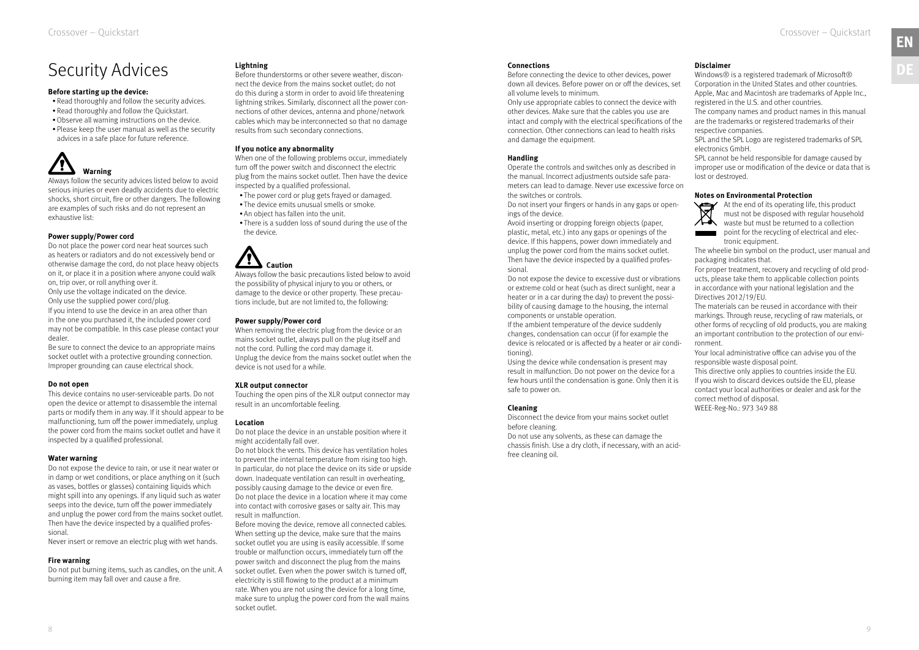# Security Advices

**Before starting up the device:**

- Read thoroughly and follow the security advices.
- Read thoroughly and follow the Quickstart.
- Observe all warning instructions on the device.
- Please keep the user manual as well as the security advices in a safe place for future reference.

## Warning

Always follow the security advices listed below to avoid serious injuries or even deadly accidents due to electric shocks, short circuit, fire or other dangers. The following are examples of such risks and do not represent an exhaustive list:

### Power supply/Power cord

Do not place the power cord near heat sources such as heaters or radiators and do not excessively bend or otherwise damage the cord, do not place heavy objects on it, or place it in a position where anyone could walk on, trip over, or roll anything over it.

Only use the voltage indicated on the device.

Only use the supplied power cord/plug.

If you intend to use the device in an area other than in the one you purchased it, the included power cord may not be compatible. In this case please contact your dealer.

Be sure to connect the device to an appropriate mains socket outlet with a protective grounding connection. Improper grounding can cause electrical shock.

### Do not open

This device contains no user-serviceable parts. Do not open the device or attempt to disassemble the internal parts or modify them in any way. If it should appear to be malfunctioning, turn off the power immediately, unplug the power cord from the mains socket outlet and have it inspected by a qualified professional.

### Water warning

Do not expose the device to rain, or use it near water or in damp or wet conditions, or place anything on it (such as vases, bottles or glasses) containing liquids which might spill into any openings. If any liquid such as water seeps into the device, turn off the power immediately and unplug the power cord from the mains socket outlet. Then have the device inspected by a qualified professional.

Never insert or remove an electric plug with wet hands.

### Fire warning

Do not put burning items, such as candles, on the unit. A burning item may fall over and cause a fire.

### Lightning

Before thunderstorms or other severe weather, disconnect the device from the mains socket outlet; do not do this during a storm in order to avoid life threatening lightning strikes. Similarly, disconnect all the power connections of other devices, antenna and phone/network cables which may be interconnected so that no damage results from such secondary connections.

### If you notice any abnormality

When one of the following problems occur, immediately turn off the power switch and disconnect the electric plug from the mains socket outlet. Then have the device inspected by a qualified professional.

- The power cord or plug gets frayed or damaged.
- The device emits unusual smells or smoke.
- An object has fallen into the unit.
- There is a sudden loss of sound during the use of the the device.

## Caution

Always follow the basic precautions listed below to avoid the possibility of physical injury to you or others, or damage to the device or other property. These precautions include, but are not limited to, the following:

### Power supply/Power cord

When removing the electric plug from the device or an mains socket outlet, always pull on the plug itself and not the cord. Pulling the cord may damage it.

Unplug the device from the mains socket outlet when the device is not used for a while.

### XLR output connector

Touching the open pins of the XLR output connector may result in an uncomfortable feeling.

### Location

Do not place the device in an unstable position where it might accidentally fall over.

Do not block the vents. This device has ventilation holes to prevent the internal temperature from rising too high. In particular, do not place the device on its side or upside down. Inadequate ventilation can result in overheating, possibly causing damage to the device or even fire.

Do not place the device in a location where it may come into contact with corrosive gases or salty air. This may result in malfunction.

Before moving the device, remove all connected cables. When setting up the device, make sure that the mains socket outlet you are using is easily accessible. If some trouble or malfunction occurs, immediately turn off the power switch and disconnect the plug from the mains socket outlet. Even when the power switch is turned off, electricity is still flowing to the product at a minimum rate. When you are not using the device for a long time, make sure to unplug the power cord from the wall mains socket outlet.

### Connections

Before connecting the device to other devices, power down all devices. Before power on or off the devices, set all volume levels to minimum.

Only use appropriate cables to connect the device with other devices. Make sure that the cables you use are intact and comply with the electrical specifications of the connection. Other connections can lead to health risks and damage the equipment.

### Handling

Operate the controls and switches only as described in the manual. Incorrect adjustments outside safe parameters can lead to damage. Never use excessive force on the switches or controls.

Do not insert your fingers or hands in any gaps or openings of the device.

Avoid inserting or dropping foreign objects (paper, plastic, metal, etc.) into any gaps or openings of the device. If this happens, power down immediately and unplug the power cord from the mains socket outlet. Then have the device inspected by a qualified professional.

Do not expose the device to excessive dust or vibrations or extreme cold or heat (such as direct sunlight, near a heater or in a car during the day) to prevent the possibility of causing damage to the housing, the internal components or unstable operation.

If the ambient temperature of the device suddenly changes, condensation can occur (if for example the device is relocated or is affected by a heater or air conditioning).

Using the device while condensation is present may result in malfunction. Do not power on the device for a few hours until the condensation is gone. Only then it is safe to power on.

### Cleaning

Disconnect the device from your mains socket outlet before cleaning.

Do not use any solvents, as these can damage the chassis finish. Use a dry cloth, if necessary, with an acid-free cleaning oil.

### Disclaimer

Windows® is a registered trademark of Microsoft® Corporation in the United States and other countries. Apple, Mac and Macintosh are trademarks of Apple Inc., registered in the U.S. and other countries.

The company names and product names in this manual are the trademarks or registered trademarks of their respective companies.

SPL and the SPL Logo are registered trademarks of SPL electronics GmbH.

SPL cannot be held responsible for damage caused by improper use or modification of the device or data that is lost or destroyed.

### Notes on Environmental Protection

At the end of its operating life, this product must not be disposed with regular household waste but must be returned to a collection point for the recycling of electrical and electronic equipment.

The wheelie bin symbol on the product, user manual and packaging indicates that.

For proper treatment, recovery and recycling of old products, please take them to applicable collection points in accordance with your national legislation and the Directives 2012/19/EU.

The materials can be reused in accordance with their markings. Through reuse, recycling of raw materials, or other forms of recycling of old products, you are making an important contribution to the protection of our environment.

Your local administrative office can advise you of the responsible waste disposal point.

This directive only applies to countries inside the EU. If you wish to discard devices outside the EU, please contact your local authorities or dealer and ask for the correct method of disposal.

WEEE-Reg-No.: 973 349 88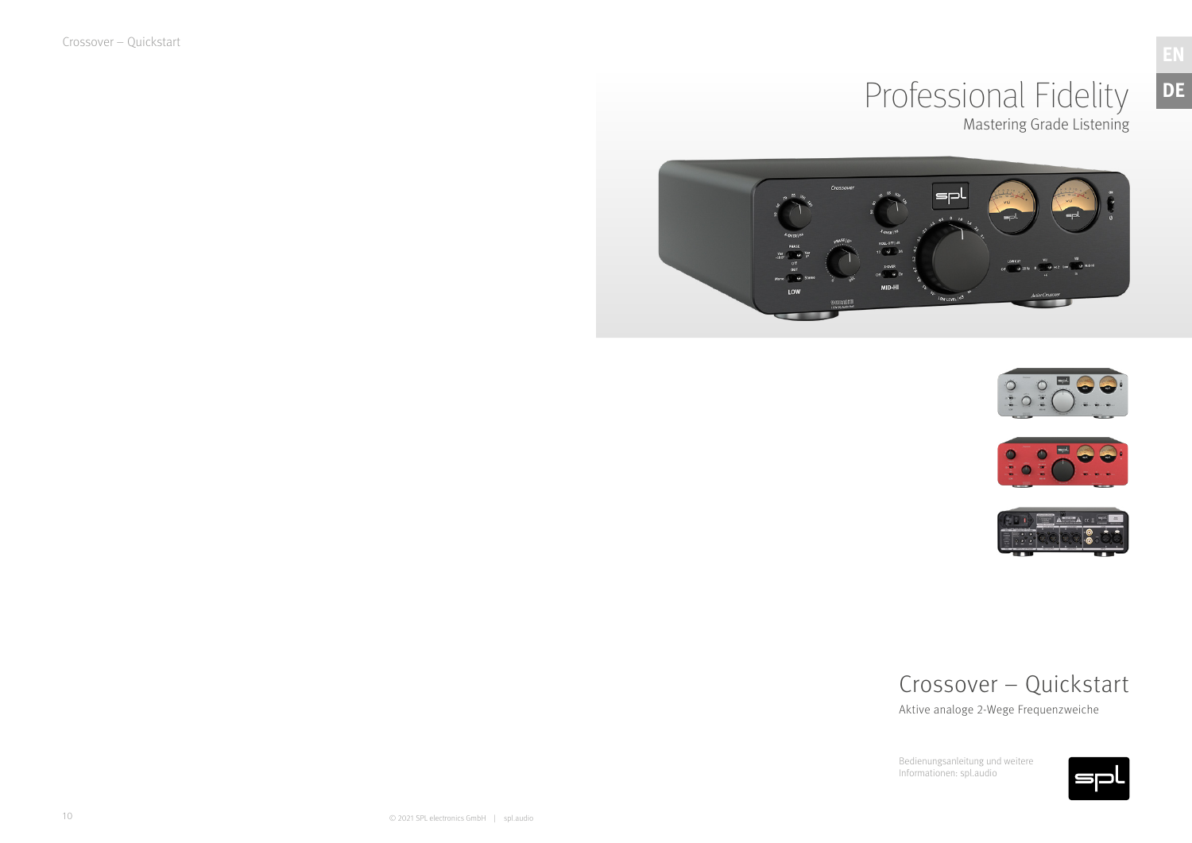# Professional Fidelity

Mastering Grade Listening

## Crossover – Quickstart

Aktive analoge 2-Wege Frequenzweiche

Bedienungsanleitung und weitere Informationen: spl.audio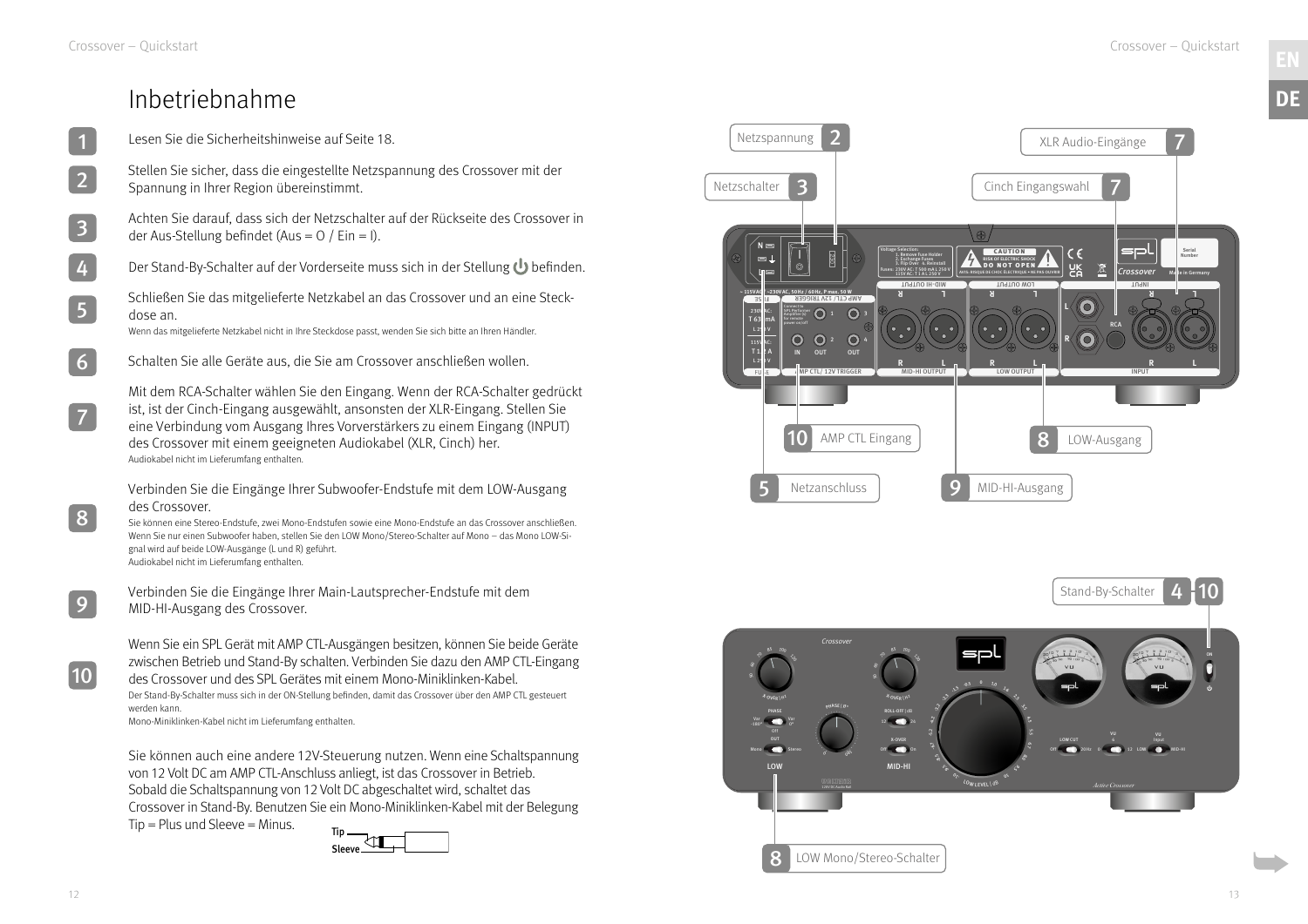# Inbetriebnahme

1. Lesen Sie die Sicherheitshinweise auf Seite 18.

2. Stellen Sie sicher, dass die eingestellte Netzspannung des Crossover mit der Spannung in Ihrer Region übereinstimmt.

3. Achten Sie darauf, dass sich der Netzschalter auf der Rückseite des Crossover in der Aus-Stellung befindet (Aus = O / Ein = I).

4. Der Stand-By-Schalter auf der Vorderseite muss sich in der Stellung ⏻ befinden.

5. Schließen Sie das mitgelieferte Netzkabel an das Crossover und an eine Steckdose an.
   Wenn das mitgelieferte Netzkabel nicht in Ihre Steckdose passt, wenden Sie sich bitte an Ihren Händler.

6. Schalten Sie alle Geräte aus, die Sie am Crossover anschließen wollen.

7. Mit dem RCA-Schalter wählen Sie den Eingang. Wenn der RCA-Schalter gedrückt ist, ist der Cinch-Eingang ausgewählt, ansonsten der XLR-Eingang. Stellen Sie eine Verbindung vom Ausgang Ihres Vorverstärkers zu einem Eingang (INPUT) des Crossover mit einem geeigneten Audiokabel (XLR, Cinch) her.
   Audiokabel nicht im Lieferumfang enthalten.

8. Verbinden Sie die Eingänge Ihrer Subwoofer-Endstufe mit dem LOW-Ausgang des Crossover.
   Sie können eine Stereo-Endstufe, zwei Mono-Endstufen sowie eine Mono-Endstufe an das Crossover anschließen. Wenn Sie nur einen Subwoofer haben, stellen Sie den LOW Mono/Stereo-Schalter auf Mono – das Mono LOW-Signal wird auf beide LOW-Ausgänge (L und R) geführt.
   Audiokabel nicht im Lieferumfang enthalten.

9. Verbinden Sie die Eingänge Ihrer Main-Lautsprecher-Endstufe mit dem MID-HI-Ausgang des Crossover.

10. Wenn Sie ein SPL Gerät mit AMP CTL-Ausgängen besitzen, können Sie beide Geräte zwischen Betrieb und Stand-By schalten. Verbinden Sie dazu den AMP CTL-Eingang des Crossover und des SPL Gerätes mit einem Mono-Miniklinken-Kabel.
    Der Stand-By-Schalter muss sich in der ON-Stellung befinden, damit das Crossover über den AMP CTL gesteuert werden kann.
    Mono-Miniklinken-Kabel nicht im Lieferumfang enthalten.

    Sie können auch eine andere 12V-Steuerung nutzen. Wenn eine Schaltspannung von 12 Volt DC am AMP CTL-Anschluss anliegt, ist das Crossover in Betrieb. Sobald die Schaltspannung von 12 Volt DC abgeschaltet wird, schaltet das Crossover in Stand-By. Benutzen Sie ein Mono-Miniklinken-Kabel mit der Belegung Tip = Plus und Sleeve = Minus.

Tip
Sleeve

Netzspannung 2
Netzschalter 3
XLR Audio-Eingänge 7
Cinch Eingangswahl 7
10 AMP CTL Eingang
8 LOW-Ausgang
5 Netzanschluss
9 MID-HI-Ausgang
Stand-By-Schalter 4 10
8 LOW Mono/Stereo-Schalter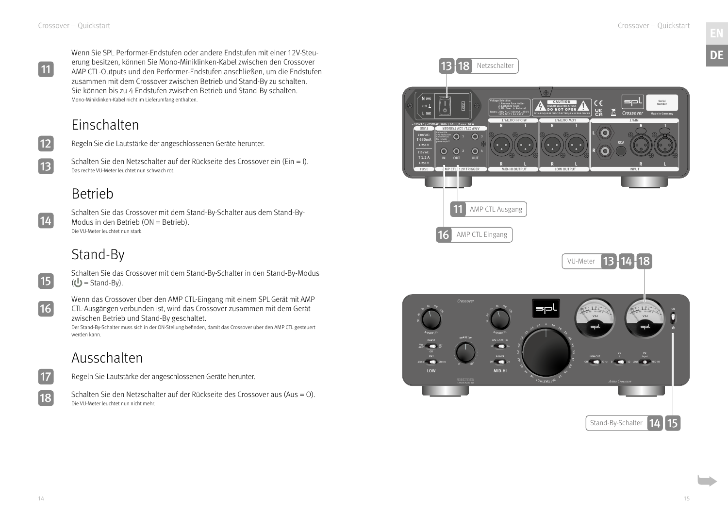**11** Wenn Sie SPL Performer-Endstufen oder andere Endstufen mit einer 12V-Steuerung besitzen, können Sie Mono-Miniklinken-Kabel zwischen den Crossover AMP CTL-Outputs und den Performer-Endstufen anschließen, um die Endstufen zusammen mit dem Crossover zwischen Betrieb und Stand-By zu schalten. Sie können bis zu 4 Endstufen zwischen Betrieb und Stand-By schalten.
Mono-Miniklinken-Kabel nicht im Lieferumfang enthalten.

## Einschalten

**12** Regeln Sie die Lautstärke der angeschlossenen Geräte herunter.

**13** Schalten Sie den Netzschalter auf der Rückseite des Crossover ein (Ein = I).
Das rechte VU-Meter leuchtet nun schwach rot.

## Betrieb

**14** Schalten Sie das Crossover mit dem Stand-By-Schalter aus dem Stand-By-Modus in den Betrieb (ON = Betrieb).
Die VU-Meter leuchtet nun stark.

## Stand-By

**15** Schalten Sie das Crossover mit dem Stand-By-Schalter in den Stand-By-Modus (⏻ = Stand-By).

**16** Wenn das Crossover über den AMP CTL-Eingang mit einem SPL Gerät mit AMP CTL-Ausgängen verbunden ist, wird das Crossover zusammen mit dem Gerät zwischen Betrieb und Stand-By geschaltet.
Der Stand-By-Schalter muss sich in der ON-Stellung befinden, damit das Crossover über den AMP CTL gesteuert werden kann.

## Ausschalten

**17** Regeln Sie Lautstärke der angeschlossenen Geräte herunter.

**18** Schalten Sie den Netzschalter auf der Rückseite des Crossover aus (Aus = O).
Die VU-Meter leuchtet nun nicht mehr.

13 18 Netzschalter

11 AMP CTL Ausgang

16 AMP CTL Eingang

VU-Meter 13 14 18

Stand-By-Schalter 14 15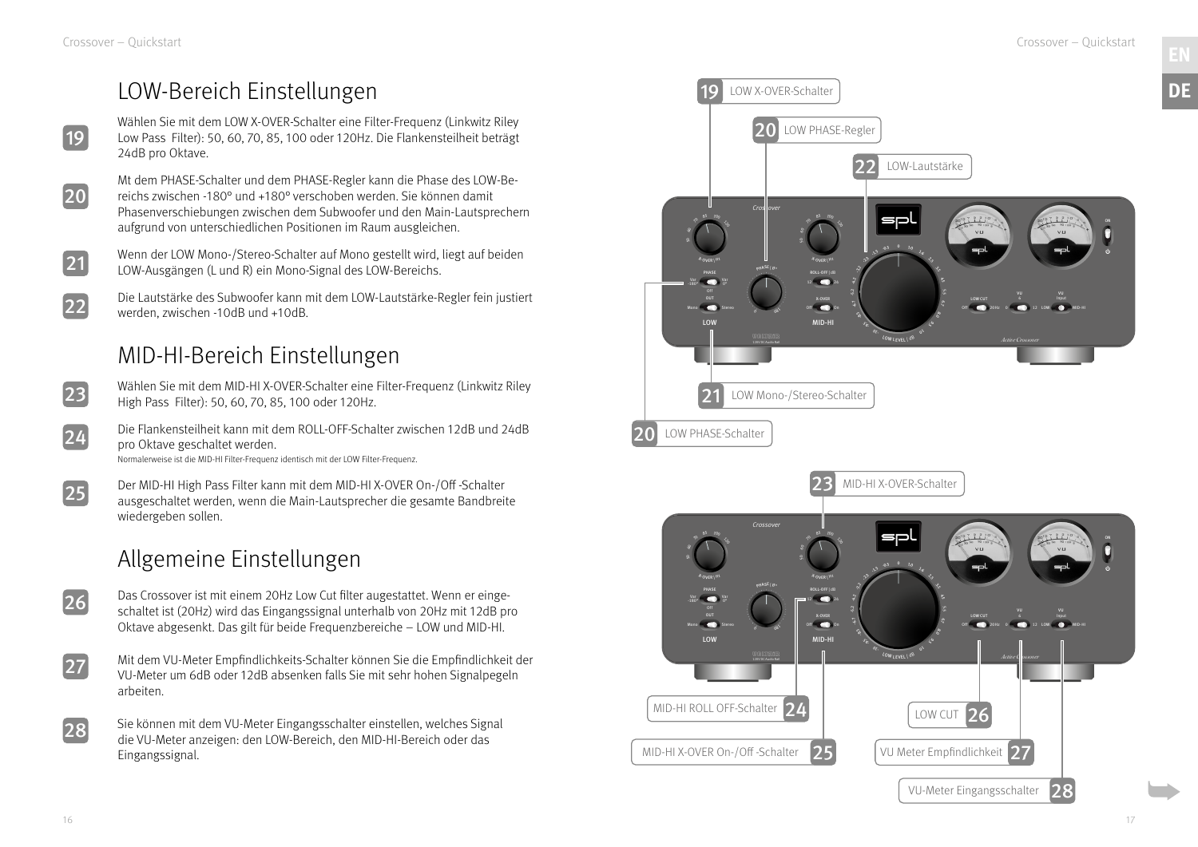## LOW-Bereich Einstellungen

**19** Wählen Sie mit dem LOW X-OVER-Schalter eine Filter-Frequenz (Linkwitz Riley Low Pass Filter): 50, 60, 70, 85, 100 oder 120Hz. Die Flankensteilheit beträgt 24dB pro Oktave.

**20** Mt dem PHASE-Schalter und dem PHASE-Regler kann die Phase des LOW-Bereichs zwischen -180° und +180° verschoben werden. Sie können damit Phasenverschiebungen zwischen dem Subwoofer und den Main-Lautsprechern aufgrund von unterschiedlichen Positionen im Raum ausgleichen.

**21** Wenn der LOW Mono-/Stereo-Schalter auf Mono gestellt wird, liegt auf beiden LOW-Ausgängen (L und R) ein Mono-Signal des LOW-Bereichs.

**22** Die Lautstärke des Subwoofer kann mit dem LOW-Lautstärke-Regler fein justiert werden, zwischen -10dB und +10dB.

## MID-HI-Bereich Einstellungen

**23** Wählen Sie mit dem MID-HI X-OVER-Schalter eine Filter-Frequenz (Linkwitz Riley High Pass Filter): 50, 60, 70, 85, 100 oder 120Hz.

**24** Die Flankensteilheit kann mit dem ROLL-OFF-Schalter zwischen 12dB und 24dB pro Oktave geschaltet werden.
Normalerweise ist die MID-HI Filter-Frequenz identisch mit der LOW Filter-Frequenz.

**25** Der MID-HI High Pass Filter kann mit dem MID-HI X-OVER On-/Off -Schalter ausgeschaltet werden, wenn die Main-Lautsprecher die gesamte Bandbreite wiedergeben sollen.

## Allgemeine Einstellungen

**26** Das Crossover ist mit einem 20Hz Low Cut filter augestattet. Wenn er eingeschaltet ist (20Hz) wird das Eingangssignal unterhalb von 20Hz mit 12dB pro Oktave abgesenkt. Das gilt für beide Frequenzbereiche – LOW und MID-HI.

**27** Mit dem VU-Meter Empfindlichkeits-Schalter können Sie die Empfindlichkeit der VU-Meter um 6dB oder 12dB absenken falls Sie mit sehr hohen Signalpegeln arbeiten.

**28** Sie können mit dem VU-Meter Eingangsschalter einstellen, welches Signal die VU-Meter anzeigen: den LOW-Bereich, den MID-HI-Bereich oder das Eingangssignal.

19 LOW X-OVER-Schalter

20 LOW PHASE-Regler

22 LOW-Lautstärke

21 LOW Mono-/Stereo-Schalter

20 LOW PHASE-Schalter

23 MID-HI X-OVER-Schalter

24 MID-HI ROLL OFF-Schalter

25 MID-HI X-OVER On-/Off -Schalter

26 LOW CUT

27 VU Meter Empfindlichkeit

28 VU-Meter Eingangsschalter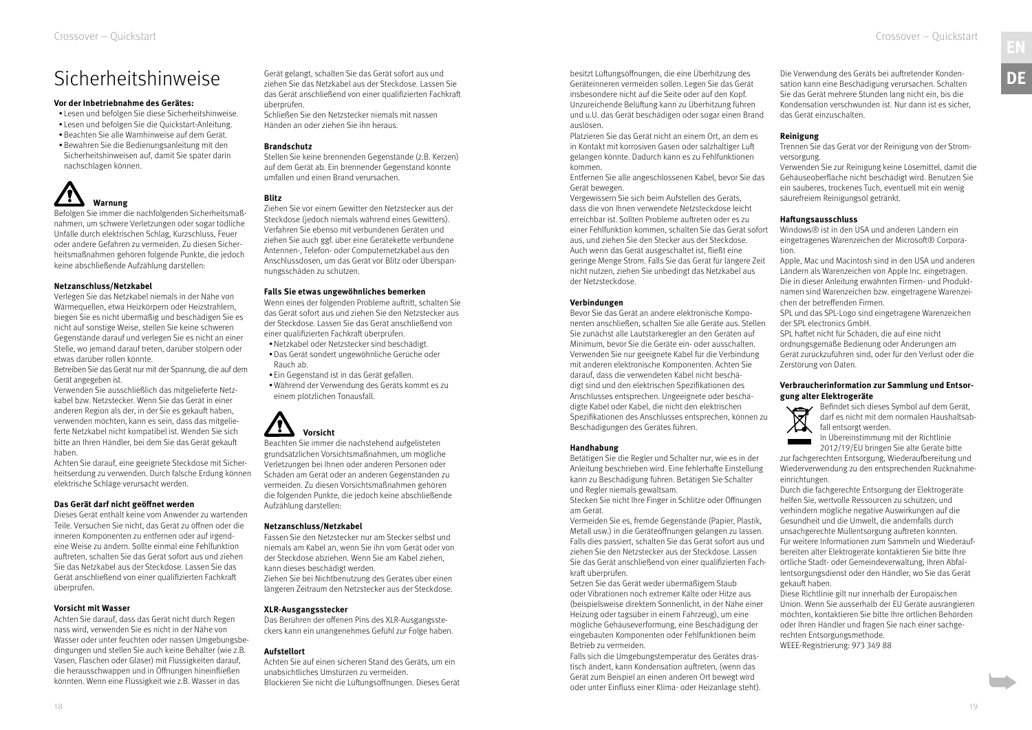# Sicherheitshinweise

**Vor der Inbetriebnahme des Gerätes:**

- Lesen und befolgen Sie diese Sicherheitshinweise.
- Lesen und befolgen Sie die Quickstart-Anleitung.
- Beachten Sie alle Warnhinweise auf dem Gerät.
- Bewahren Sie die Bedienungsanleitung mit den Sicherheitshinweisen auf, damit Sie später darin nachschlagen können.

**Warnung**

Befolgen Sie immer die nachfolgenden Sicherheitsmaßnahmen, um schwere Verletzungen oder sogar tödliche Unfälle durch elektrischen Schlag, Kurzschluss, Feuer oder andere Gefahren zu vermeiden. Zu diesen Sicherheitsmaßnahmen gehören folgende Punkte, die jedoch keine abschließende Aufzählung darstellen:

**Netzanschluss/Netzkabel**

Verlegen Sie das Netzkabel niemals in der Nähe von Wärmequellen, etwa Heizkörpern oder Heizstrahlern, biegen Sie es nicht übermäßig und beschädigen Sie es nicht auf sonstige Weise, stellen Sie keine schweren Gegenstände darauf und verlegen Sie es nicht an einer Stelle, wo jemand darauf treten, darüber stolpern oder etwas darüber rollen könnte.

Betreiben Sie das Gerät nur mit der Spannung, die auf dem Gerät angegeben ist.

Verwenden Sie ausschließlich das mitgelieferte Netzkabel bzw. Netzstecker. Wenn Sie das Gerät in einer anderen Region als der, in der Sie es gekauft haben, verwenden möchten, kann es sein, dass das mitgelieferte Netzkabel nicht kompatibel ist. Wenden Sie sich bitte an Ihren Händler, bei dem Sie das Gerät gekauft haben.

Achten Sie darauf, eine geeignete Steckdose mit Sicherheitserdung zu verwenden. Durch falsche Erdung können elektrische Schläge verursacht werden.

**Das Gerät darf nicht geöffnet werden**

Dieses Gerät enthält keine vom Anwender zu wartenden Teile. Versuchen Sie nicht, das Gerät zu öffnen oder die inneren Komponenten zu entfernen oder auf irgendeine Weise zu ändern. Sollte einmal eine Fehlfunktion auftreten, schalten Sie das Gerät sofort aus und ziehen Sie das Netzkabel aus der Steckdose. Lassen Sie das Gerät anschließend von einer qualifizierten Fachkraft überprüfen.

**Vorsicht mit Wasser**

Achten Sie darauf, dass das Gerät nicht durch Regen nass wird, verwenden Sie es nicht in der Nähe von Wasser oder unter feuchten oder nassen Umgebungsbedingungen und stellen Sie auch keine Behälter (wie z.B. Vasen, Flaschen oder Gläser) mit Flüssigkeiten darauf, die herausschwappen und in Öffnungen hineinfließen könnten. Wenn eine Flüssigkeit wie z.B. Wasser in das Gerät gelangt, schalten Sie das Gerät sofort aus und ziehen Sie das Netzkabel aus der Steckdose. Lassen Sie das Gerät anschließend von einer qualifizierten Fachkraft überprüfen.

Schließen Sie den Netzstecker niemals mit nassen Händen an oder ziehen Sie ihn heraus.

**Brandschutz**

Stellen Sie keine brennenden Gegenstände (z.B. Kerzen) auf dem Gerät ab. Ein brennender Gegenstand könnte umfallen und einen Brand verursachen.

**Blitz**

Ziehen Sie vor einem Gewitter den Netzstecker aus der Steckdose (jedoch niemals während eines Gewitters). Verfahren Sie ebenso mit verbundenen Geräten und ziehen Sie auch ggf. über eine Gerätekette verbundene Antennen-, Telefon- oder Computernetzkabel aus den Anschlussdosen, um das Gerät vor Blitz oder Überspannungsschäden zu schützen.

**Falls Sie etwas ungewöhnliches bemerken**

Wenn eines der folgenden Probleme auftritt, schalten Sie das Gerät sofort aus und ziehen Sie den Netzstecker aus der Steckdose. Lassen Sie das Gerät anschließend von einer qualifizierten Fachkraft überprüfen.

- Netzkabel oder Netzstecker sind beschädigt.
- Das Gerät sondert ungewöhnliche Gerüche oder Rauch ab.
- Ein Gegenstand ist in das Gerät gefallen.
- Während der Verwendung des Geräts kommt es zu einem plötzlichen Tonausfall.

**Vorsicht**

Beachten Sie immer die nachstehend aufgelisteten grundsätzlichen Vorsichtsmaßnahmen, um mögliche Verletzungen bei Ihnen oder anderen Personen oder Schäden am Gerät oder an anderen Gegenständen zu vermeiden. Zu diesen Vorsichtsmaßnahmen gehören die folgenden Punkte, die jedoch keine abschließende Aufzählung darstellen:

**Netzanschluss/Netzkabel**

Fassen Sie den Netzstecker nur am Stecker selbst und niemals am Kabel an, wenn Sie ihn vom Gerät oder von der Steckdose abziehen. Wenn Sie am Kabel ziehen, kann dieses beschädigt werden.

Ziehen Sie bei Nichtbenutzung des Gerätes über einen längeren Zeitraum den Netzstecker aus der Steckdose.

**XLR-Ausgangsstecker**

Das Berühren der offenen Pins des XLR-Ausgangssteckers kann ein unangenehmes Gefühl zur Folge haben.

**Aufstellort**

Achten Sie auf einen sicheren Stand des Geräts, um ein unabsichtliches Umstürzen zu vermeiden.

Blockieren Sie nicht die Lüftungsöffnungen. Dieses Gerät besitzt Lüftungsöffnungen, die eine Überhitzung des Geräteinneren vermeiden sollen. Legen Sie das Gerät insbesondere nicht auf die Seite oder auf den Kopf. Unzureichende Belüftung kann zu Überhitzung führen und u.U. das Gerät beschädigen oder sogar einen Brand auslösen.

Platzieren Sie das Gerät nicht an einem Ort, an dem es in Kontakt mit korrosiven Gasen oder salzhaltiger Luft gelangen könnte. Dadurch kann es zu Fehlfunktionen kommen.

Entfernen Sie alle angeschlossenen Kabel, bevor Sie das Gerät bewegen.

Vergewissern Sie sich beim Aufstellen des Geräts, dass die von Ihnen verwendete Netzsteckdose leicht erreichbar ist. Sollten Probleme auftreten oder es zu einer Fehlfunktion kommen, schalten Sie das Gerät sofort aus, und ziehen Sie den Stecker aus der Steckdose. Auch wenn das Gerät ausgeschaltet ist, fließt eine geringe Menge Strom. Falls Sie das Gerät für längere Zeit nicht nutzen, ziehen Sie unbedingt das Netzkabel aus der Netzsteckdose.

**Verbindungen**

Bevor Sie das Gerät an andere elektronische Komponenten anschließen, schalten Sie alle Geräte aus. Stellen Sie zunächst alle Lautstärkeregler an den Geräten auf Minimum, bevor Sie die Geräte ein- oder ausschalten. Verwenden Sie nur geeignete Kabel für die Verbindung mit anderen elektronische Komponenten. Achten Sie darauf, dass die verwendeten Kabel nicht beschädigt sind und den elektrischen Spezifikationen des Anschlusses entsprechen. Ungeeignete oder beschädigte Kabel oder Kabel, die nicht den elektrischen Spezifikationen des Anschlusses entsprechen, können zu Beschädigungen des Gerätes führen.

**Handhabung**

Betätigen Sie die Regler und Schalter nur, wie es in der Anleitung beschrieben wird. Eine fehlerhafte Einstellung kann zu Beschädigung führen. Betätigen Sie Schalter und Regler niemals gewaltsam.

Stecken Sie nicht Ihre Finger in Schlitze oder Öffnungen am Gerät.

Vermeiden Sie es, fremde Gegenstände (Papier, Plastik, Metall usw.) in die Geräteöffnungen gelangen zu lassen. Falls dies passiert, schalten Sie das Gerät sofort aus und ziehen Sie den Netzstecker aus der Steckdose. Lassen Sie das Gerät anschließend von einer qualifizierten Fachkraft überprüfen.

Setzen Sie das Gerät weder übermäßigem Staub oder Vibrationen noch extremer Kälte oder Hitze aus (beispielsweise direktem Sonnenlicht, in der Nähe einer Heizung oder tagsüber in einem Fahrzeug), um eine mögliche Gehäuseverformung, eine Beschädigung der eingebauten Komponenten oder Fehlfunktionen beim Betrieb zu vermeiden.

Falls sich die Umgebungstemperatur des Gerätes drastisch ändert, kann Kondensation auftreten, (wenn das Gerät zum Beispiel an einen anderen Ort bewegt wird oder unter Einfluss einer Klima- oder Heizanlage steht). Die Verwendung des Geräts bei auftretender Kondensation kann eine Beschädigung verursachen. Schalten Sie das Gerät mehrere Stunden lang nicht ein, bis die Kondensation verschwunden ist. Nur dann ist es sicher, das Gerät einzuschalten.

**Reinigung**

Trennen Sie das Gerät vor der Reinigung von der Stromversorgung.

Verwenden Sie zur Reinigung keine Lösemittel, damit die Gehäuseoberfläche nicht beschädigt wird. Benutzen Sie ein sauberes, trockenes Tuch, eventuell mit ein wenig säurefreiem Reinigungsöl getränkt.

**Haftungsausschluss**

Windows® ist in den USA und anderen Ländern ein eingetragenes Warenzeichen der Microsoft® Corporation.

Apple, Mac und Macintosh sind in den USA und anderen Ländern als Warenzeichen von Apple Inc. eingetragen. Die in dieser Anleitung erwähnten Firmen- und Produktnamen sind Warenzeichen bzw. eingetragene Warenzeichen der betreffenden Firmen.

SPL und das SPL-Logo sind eingetragene Warenzeichen der SPL electronics GmbH.

SPL haftet nicht für Schäden, die auf eine nicht ordnungsgemäße Bedienung oder Änderungen am Gerät zurückzuführen sind, oder für den Verlust oder die Zerstörung von Daten.

**Verbraucherinformation zur Sammlung und Entsorgung alter Elektrogeräte**

Befindet sich dieses Symbol auf dem Gerät, darf es nicht mit dem normalen Haushaltsabfall entsorgt werden.

In Übereinstimmung mit der Richtlinie 2012/19/EU bringen Sie alte Geräte bitte zur fachgerechten Entsorgung, Wiederaufbereitung und Wiederverwendung zu den entsprechenden Rücknahmeeinrichtungen.

Durch die fachgerechte Entsorgung der Elektrogeräte helfen Sie, wertvolle Ressourcen zu schützen, und verhindern mögliche negative Auswirkungen auf die Gesundheit und die Umwelt, die andernfalls durch unsachgerechte Müllentsorgung auftreten könnten.

Für weitere Informationen zum Sammeln und Wiederaufbereiten alter Elektrogeräte kontaktieren Sie bitte Ihre örtliche Stadt- oder Gemeindeverwaltung, Ihren Abfallentsorgungsdienst oder den Händler, wo Sie das Gerät gekauft haben.

Diese Richtlinie gilt nur innerhalb der Europäischen Union. Wenn Sie ausserhalb der EU Geräte ausrangieren möchten, kontaktieren Sie bitte Ihre örtlichen Behörden oder Ihren Händler und fragen Sie nach einer sachgerechten Entsorgungsmethode.

WEEE-Registrierung: 973 349 88